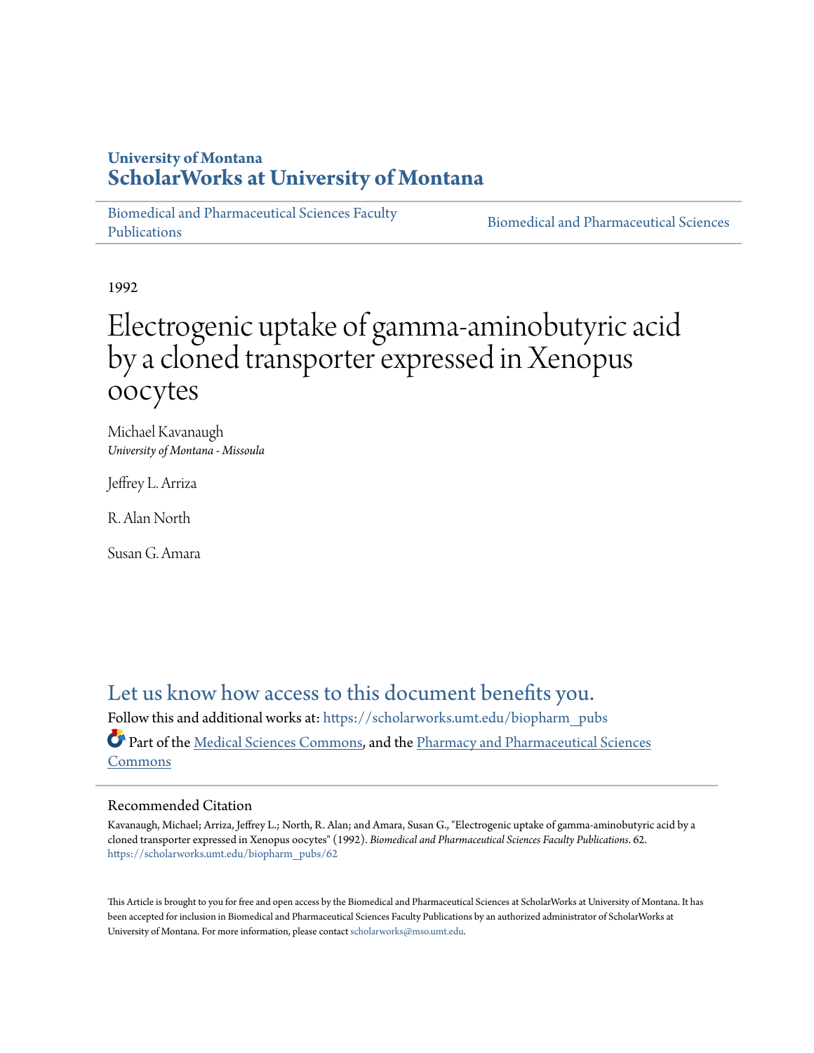University of Montana
# ScholarWorks at University of Montana

Biomedical and Pharmaceutical Sciences Faculty Publications

Biomedical and Pharmaceutical Sciences

1992

# Electrogenic uptake of gamma-aminobutyric acid by a cloned transporter expressed in Xenopus oocytes

Michael Kavanaugh
*University of Montana - Missoula*

Jeffrey L. Arriza

R. Alan North

Susan G. Amara

## Let us know how access to this document benefits you.

Follow this and additional works at: https://scholarworks.umt.edu/biopharm_pubs

Part of the Medical Sciences Commons, and the Pharmacy and Pharmaceutical Sciences Commons

### Recommended Citation

Kavanaugh, Michael; Arriza, Jeffrey L.; North, R. Alan; and Amara, Susan G., "Electrogenic uptake of gamma-aminobutyric acid by a cloned transporter expressed in Xenopus oocytes" (1992). *Biomedical and Pharmaceutical Sciences Faculty Publications*. 62.
https://scholarworks.umt.edu/biopharm_pubs/62

This Article is brought to you for free and open access by the Biomedical and Pharmaceutical Sciences at ScholarWorks at University of Montana. It has been accepted for inclusion in Biomedical and Pharmaceutical Sciences Faculty Publications by an authorized administrator of ScholarWorks at University of Montana. For more information, please contact scholarworks@mso.umt.edu.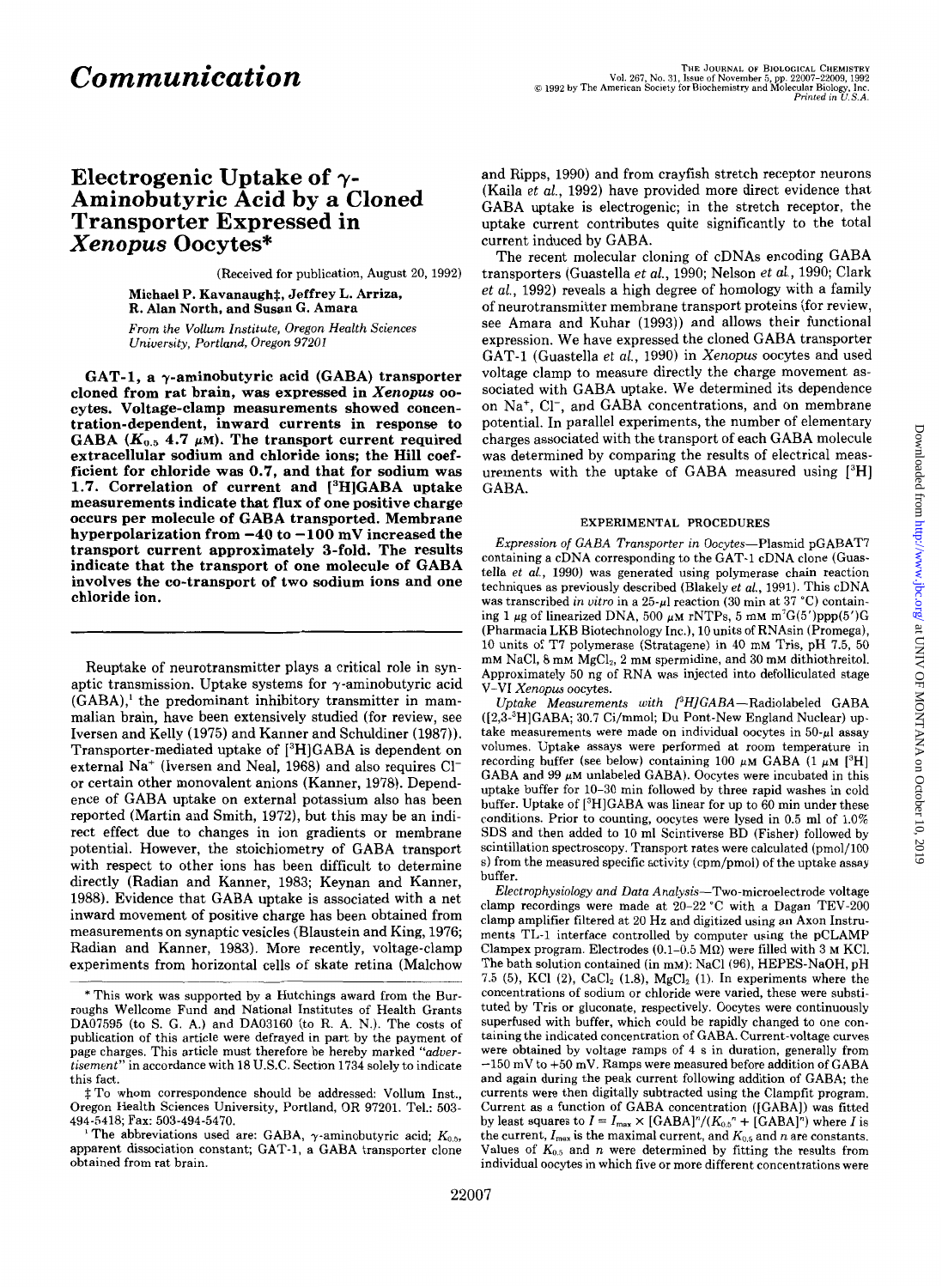# Communication

# Electrogenic Uptake of γ-Aminobutyric Acid by a Cloned Transporter Expressed in *Xenopus* Oocytes*

(Received for publication, August 20, 1992)

Michael P. Kavanaugh‡, Jeffrey L. Arriza, R. Alan North, and Susan G. Amara

*From the Vollum Institute, Oregon Health Sciences University, Portland, Oregon 97201*

**GAT-1, a γ-aminobutyric acid (GABA) transporter cloned from rat brain, was expressed in *Xenopus* oocytes. Voltage-clamp measurements showed concentration-dependent, inward currents in response to GABA ($K_{0.5}$ 4.7 μM). The transport current required extracellular sodium and chloride ions; the Hill coefficient for chloride was 0.7, and that for sodium was 1.7. Correlation of current and [³H]GABA uptake measurements indicate that flux of one positive charge occurs per molecule of GABA transported. Membrane hyperpolarization from −40 to −100 mV increased the transport current approximately 3-fold. The results indicate that the transport of one molecule of GABA involves the co-transport of two sodium ions and one chloride ion.**

Reuptake of neurotransmitter plays a critical role in synaptic transmission. Uptake systems for γ-aminobutyric acid (GABA),[1] the predominant inhibitory transmitter in mammalian brain, have been extensively studied (for review, see Iversen and Kelly (1975) and Kanner and Schuldiner (1987)). Transporter-mediated uptake of [³H]GABA is dependent on external $Na^+$ (Iversen and Neal, 1968) and also requires $Cl^-$ or certain other monovalent anions (Kanner, 1978). Dependence of GABA uptake on external potassium also has been reported (Martin and Smith, 1972), but this may be an indirect effect due to changes in ion gradients or membrane potential. However, the stoichiometry of GABA transport with respect to other ions has been difficult to determine directly (Radian and Kanner, 1983; Keynan and Kanner, 1988). Evidence that GABA uptake is associated with a net inward movement of positive charge has been obtained from measurements on synaptic vesicles (Blaustein and King, 1976; Radian and Kanner, 1983). More recently, voltage-clamp experiments from horizontal cells of skate retina (Malchow and Ripps, 1990) and from crayfish stretch receptor neurons (Kaila *et al.*, 1992) have provided more direct evidence that GABA uptake is electrogenic; in the stretch receptor, the uptake current contributes quite significantly to the total current induced by GABA.

The recent molecular cloning of cDNAs encoding GABA transporters (Guastella *et al.*, 1990; Nelson *et al.*, 1990; Clark *et al.*, 1992) reveals a high degree of homology with a family of neurotransmitter membrane transport proteins (for review, see Amara and Kuhar (1993)) and allows their functional expression. We have expressed the cloned GABA transporter GAT-1 (Guastella *et al.*, 1990) in *Xenopus* oocytes and used voltage clamp to measure directly the charge movement associated with GABA uptake. We determined its dependence on $Na^+$, $Cl^-$, and GABA concentrations, and on membrane potential. In parallel experiments, the number of elementary charges associated with the transport of each GABA molecule was determined by comparing the results of electrical measurements with the uptake of GABA measured using [³H] GABA.

## EXPERIMENTAL PROCEDURES

*Expression of GABA Transporter in Oocytes*—Plasmid pGABAT7 containing a cDNA corresponding to the GAT-1 cDNA clone (Guastella *et al.*, 1990) was generated using polymerase chain reaction techniques as previously described (Blakely *et al.*, 1991). This cDNA was transcribed *in vitro* in a 25-μl reaction (30 min at 37 °C) containing 1 μg of linearized DNA, 500 μM rNTPs, 5 mM m⁷G(5′)ppp(5′)G (Pharmacia LKB Biotechnology Inc.), 10 units of RNAsin (Promega), 10 units of T7 polymerase (Stratagene) in 40 mM Tris, pH 7.5, 50 mM NaCl, 8 mM $MgCl_2$, 2 mM spermidine, and 30 mM dithiothreitol. Approximately 50 ng of RNA was injected into defolliculated stage V–VI *Xenopus* oocytes.

*Uptake Measurements with [³H]GABA*—Radiolabeled GABA ([2,3-³H]GABA; 30.7 Ci/mmol; Du Pont-New England Nuclear) uptake measurements were made on individual oocytes in 50-μl assay volumes. Uptake assays were performed at room temperature in recording buffer (see below) containing 100 μM GABA (1 μM [³H] GABA and 99 μM unlabeled GABA). Oocytes were incubated in this uptake buffer for 10–30 min followed by three rapid washes in cold buffer. Uptake of [³H]GABA was linear for up to 60 min under these conditions. Prior to counting, oocytes were lysed in 0.5 ml of 1.0% SDS and then added to 10 ml Scintiverse BD (Fisher) followed by scintillation spectroscopy. Transport rates were calculated (pmol/100 s) from the measured specific activity (cpm/pmol) of the uptake assay buffer.

*Electrophysiology and Data Analysis*—Two-microelectrode voltage clamp recordings were made at 20–22 °C with a Dagan TEV-200 clamp amplifier filtered at 20 Hz and digitized using an Axon Instruments TL-1 interface controlled by computer using the pCLAMP Clampex program. Electrodes (0.1–0.5 MΩ) were filled with 3 M KCl. The bath solution contained (in mM): NaCl (96), HEPES-NaOH, pH 7.5 (5), KCl (2), $CaCl_2$ (1.8), $MgCl_2$ (1). In experiments where the concentrations of sodium or chloride were varied, these were substituted by Tris or gluconate, respectively. Oocytes were continuously superfused with buffer, which could be rapidly changed to one containing the indicated concentration of GABA. Current-voltage curves were obtained by voltage ramps of 4 s in duration, generally from −150 mV to +50 mV. Ramps were measured before addition of GABA and again during the peak current following addition of GABA; the currents were then digitally subtracted using the Clampfit program. Current as a function of GABA concentration ([GABA]) was fitted by least squares to $I = I_{max} \times [GABA]^n/(K_{0.5}{}^n + [GABA]^n)$ where $I$ is the current, $I_{max}$ is the maximal current, and $K_{0.5}$ and $n$ are constants. Values of $K_{0.5}$ and $n$ were determined by fitting the results from individual oocytes in which five or more different concentrations were

\* This work was supported by a Hutchings award from the Burroughs Wellcome Fund and National Institutes of Health Grants DA07595 (to S. G. A.) and DA03160 (to R. A. N.). The costs of publication of this article were defrayed in part by the payment of page charges. This article must therefore be hereby marked "*advertisement*" in accordance with 18 U.S.C. Section 1734 solely to indicate this fact.

‡ To whom correspondence should be addressed: Vollum Inst., Oregon Health Sciences University, Portland, OR 97201. Tel.: 503-494-5418; Fax: 503-494-5470.

[1] The abbreviations used are: GABA, γ-aminobutyric acid; $K_{0.5}$, apparent dissociation constant; GAT-1, a GABA transporter clone obtained from rat brain.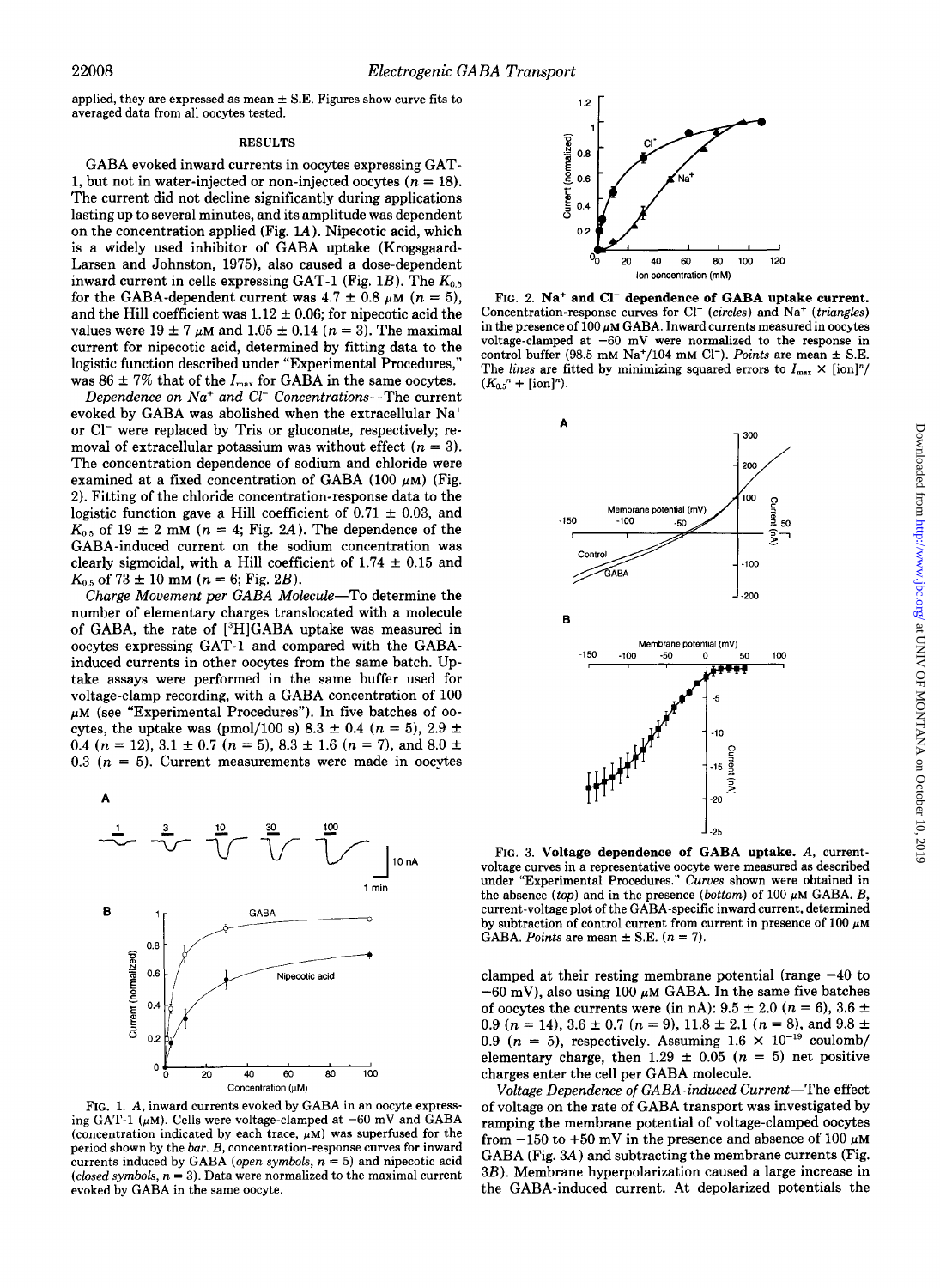applied, they are expressed as mean ± S.E. Figures show curve fits to averaged data from all oocytes tested.

## RESULTS

GABA evoked inward currents in oocytes expressing GAT-1, but not in water-injected or non-injected oocytes ($n = 18$). The current did not decline significantly during applications lasting up to several minutes, and its amplitude was dependent on the concentration applied (Fig. 1*A*). Nipecotic acid, which is a widely used inhibitor of GABA uptake (Krogsgaard-Larsen and Johnston, 1975), also caused a dose-dependent inward current in cells expressing GAT-1 (Fig. 1*B*). The $K_{0.5}$ for the GABA-dependent current was 4.7 ± 0.8 μM ($n = 5$), and the Hill coefficient was 1.12 ± 0.06; for nipecotic acid the values were 19 ± 7 μM and 1.05 ± 0.14 ($n = 3$). The maximal current for nipecotic acid, determined by fitting data to the logistic function described under "Experimental Procedures," was 86 ± 7% that of the $I_{max}$ for GABA in the same oocytes.

*Dependence on $Na^+$ and $Cl^-$ Concentrations*—The current evoked by GABA was abolished when the extracellular $Na^+$ or $Cl^-$ were replaced by Tris or gluconate, respectively; removal of extracellular potassium was without effect ($n = 3$). The concentration dependence of sodium and chloride were examined at a fixed concentration of GABA (100 μM) (Fig. 2). Fitting of the chloride concentration-response data to the logistic function gave a Hill coefficient of 0.71 ± 0.03, and $K_{0.5}$ of 19 ± 2 mM ($n = 4$; Fig. 2*A*). The dependence of the GABA-induced current on the sodium concentration was clearly sigmoidal, with a Hill coefficient of 1.74 ± 0.15 and $K_{0.5}$ of 73 ± 10 mM ($n = 6$; Fig. 2*B*).

*Charge Movement per GABA Molecule*—To determine the number of elementary charges translocated with a molecule of GABA, the rate of [$^3$H]GABA uptake was measured in oocytes expressing GAT-1 and compared with the GABA-induced currents in other oocytes from the same batch. Uptake assays were performed in the same buffer used for voltage-clamp recording, with a GABA concentration of 100 μM (see "Experimental Procedures"). In five batches of oocytes, the uptake was (pmol/100 s) 8.3 ± 0.4 ($n = 5$), 2.9 ± 0.4 ($n = 12$), 3.1 ± 0.7 ($n = 5$), 8.3 ± 1.6 ($n = 7$), and 8.0 ± 0.3 ($n = 5$). Current measurements were made in oocytes clamped at their resting membrane potential (range −40 to −60 mV), also using 100 μM GABA. In the same five batches of oocytes the currents were (in nA): 9.5 ± 2.0 ($n = 6$), 3.6 ± 0.9 ($n = 14$), 3.6 ± 0.7 ($n = 9$), 11.8 ± 2.1 ($n = 8$), and 9.8 ± 0.9 ($n = 5$), respectively. Assuming $1.6 \times 10^{-19}$ coulomb/elementary charge, then 1.29 ± 0.05 ($n = 5$) net positive charges enter the cell per GABA molecule.

*Voltage Dependence of GABA-induced Current*—The effect of voltage on the rate of GABA transport was investigated by ramping the membrane potential of voltage-clamped oocytes from −150 to +50 mV in the presence and absence of 100 μM GABA (Fig. 3*A*) and subtracting the membrane currents (Fig. 3*B*). Membrane hyperpolarization caused a large increase in the GABA-induced current. At depolarized potentials the

FIG. 1. *A*, inward currents evoked by GABA in an oocyte expressing GAT-1 (μM). Cells were voltage-clamped at −60 mV and GABA (concentration indicated by each trace, μM) was superfused for the period shown by the *bar*. *B*, concentration-response curves for inward currents induced by GABA (*open symbols*, $n = 5$) and nipecotic acid (*closed symbols*, $n = 3$). Data were normalized to the maximal current evoked by GABA in the same oocyte.

FIG. 2. **$Na^+$ and $Cl^-$ dependence of GABA uptake current.** Concentration-response curves for $Cl^-$ (*circles*) and $Na^+$ (*triangles*) in the presence of 100 μM GABA. Inward currents measured in oocytes voltage-clamped at −60 mV were normalized to the response in control buffer (98.5 mM $Na^+$/104 mM $Cl^-$). *Points* are mean ± S.E. The *lines* are fitted by minimizing squared errors to $I_{max} \times [\text{ion}]^n/(K_{0.5}^n + [\text{ion}]^n)$.

FIG. 3. **Voltage dependence of GABA uptake.** *A*, current-voltage curves in a representative oocyte were measured as described under "Experimental Procedures." *Curves* shown were obtained in the absence (*top*) and in the presence (*bottom*) of 100 μM GABA. *B*, current-voltage plot of the GABA-specific inward current, determined by subtraction of control current from current in presence of 100 μM GABA. *Points* are mean ± S.E. ($n = 7$).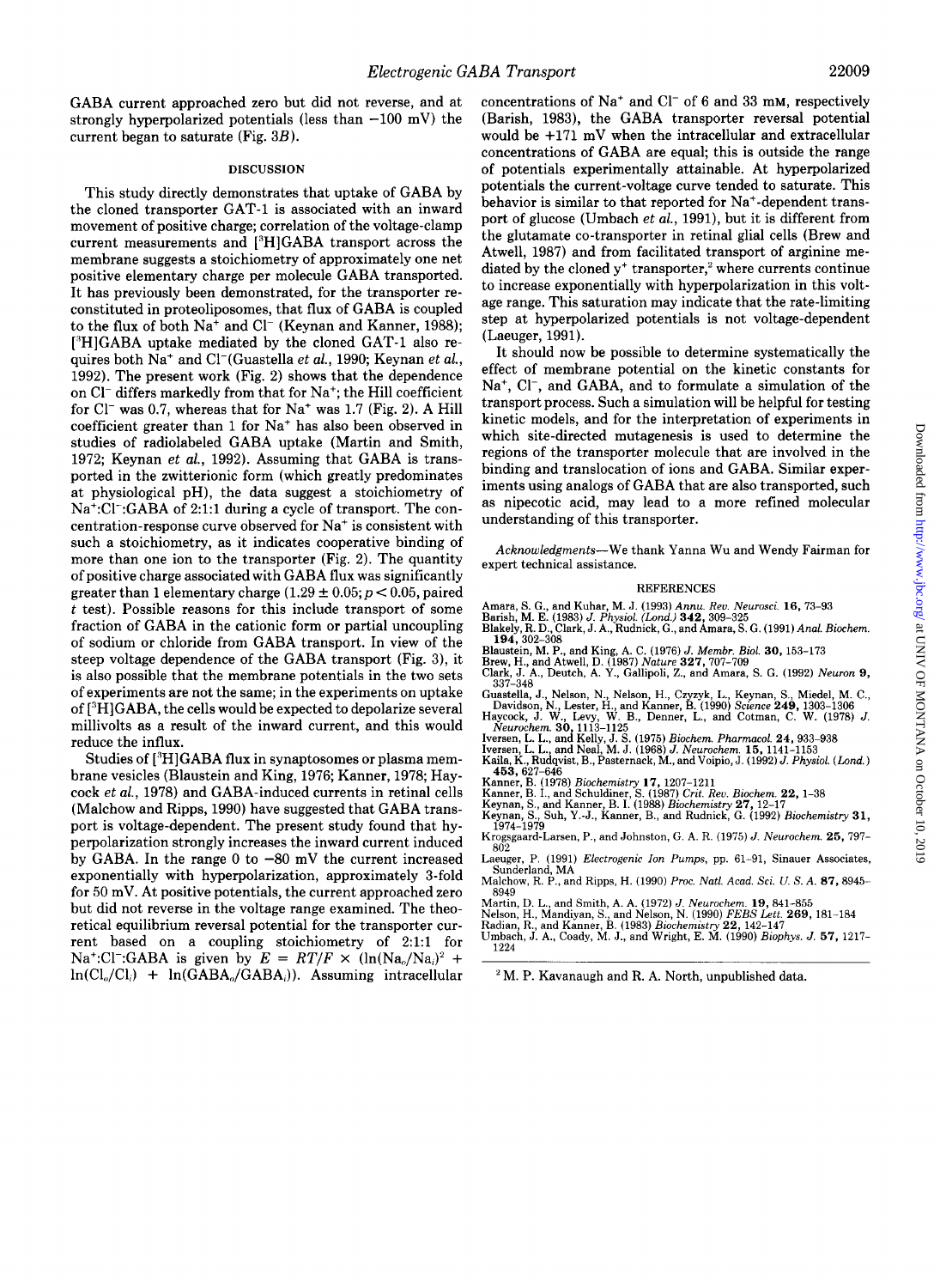GABA current approached zero but did not reverse, and at strongly hyperpolarized potentials (less than −100 mV) the current began to saturate (Fig. 3B).

## DISCUSSION

This study directly demonstrates that uptake of GABA by the cloned transporter GAT-1 is associated with an inward movement of positive charge; correlation of the voltage-clamp current measurements and [$^3$H]GABA transport across the membrane suggests a stoichiometry of approximately one net positive elementary charge per molecule GABA transported. It has previously been demonstrated, for the transporter reconstituted in proteoliposomes, that flux of GABA is coupled to the flux of both $Na^+$ and $Cl^-$ (Keynan and Kanner, 1988); [$^3$H]GABA uptake mediated by the cloned GAT-1 also requires both $Na^+$ and $Cl^-$(Guastella *et al.*, 1990; Keynan *et al.*, 1992). The present work (Fig. 2) shows that the dependence on $Cl^-$ differs markedly from that for $Na^+$; the Hill coefficient for $Cl^-$ was 0.7, whereas that for $Na^+$ was 1.7 (Fig. 2). A Hill coefficient greater than 1 for $Na^+$ has also been observed in studies of radiolabeled GABA uptake (Martin and Smith, 1972; Keynan *et al.*, 1992). Assuming that GABA is transported in the zwitterionic form (which greatly predominates at physiological pH), the data suggest a stoichiometry of $Na^+$:$Cl^-$:GABA of 2:1:1 during a cycle of transport. The concentration-response curve observed for $Na^+$ is consistent with such a stoichiometry, as it indicates cooperative binding of more than one ion to the transporter (Fig. 2). The quantity of positive charge associated with GABA flux was significantly greater than 1 elementary charge (1.29 ± 0.05; $p < 0.05$, paired *t* test). Possible reasons for this include transport of some fraction of GABA in the cationic form or partial uncoupling of sodium or chloride from GABA transport. In view of the steep voltage dependence of the GABA transport (Fig. 3), it is also possible that the membrane potentials in the two sets of experiments are not the same; in the experiments on uptake of [$^3$H]GABA, the cells would be expected to depolarize several millivolts as a result of the inward current, and this would reduce the influx.

Studies of [$^3$H]GABA flux in synaptosomes or plasma membrane vesicles (Blaustein and King, 1976; Kanner, 1978; Haycock *et al.*, 1978) and GABA-induced currents in retinal cells (Malchow and Ripps, 1990) have suggested that GABA transport is voltage-dependent. The present study found that hyperpolarization strongly increases the inward current induced by GABA. In the range 0 to −80 mV the current increased exponentially with hyperpolarization, approximately 3-fold for 50 mV. At positive potentials, the current approached zero but did not reverse in the voltage range examined. The theoretical equilibrium reversal potential for the transporter current based on a coupling stoichiometry of 2:1:1 for $Na^+$:$Cl^-$:GABA is given by $E = RT/F \times (\ln(Na_o/Na_i)^2 + \ln(Cl_o/Cl_i) + \ln(GABA_o/GABA_i))$. Assuming intracellular concentrations of $Na^+$ and $Cl^-$ of 6 and 33 mM, respectively (Barish, 1983), the GABA transporter reversal potential would be +171 mV when the intracellular and extracellular concentrations of GABA are equal; this is outside the range of potentials experimentally attainable. At hyperpolarized potentials the current-voltage curve tended to saturate. This behavior is similar to that reported for $Na^+$-dependent transport of glucose (Umbach *et al.*, 1991), but it is different from the glutamate co-transporter in retinal glial cells (Brew and Atwell, 1987) and from facilitated transport of arginine mediated by the cloned $y^+$ transporter,[2] where currents continue to increase exponentially with hyperpolarization in this voltage range. This saturation may indicate that the rate-limiting step at hyperpolarized potentials is not voltage-dependent (Laeuger, 1991).

It should now be possible to determine systematically the effect of membrane potential on the kinetic constants for $Na^+$, $Cl^-$, and GABA, and to formulate a simulation of the transport process. Such a simulation will be helpful for testing kinetic models, and for the interpretation of experiments in which site-directed mutagenesis is used to determine the regions of the transporter molecule that are involved in the binding and translocation of ions and GABA. Similar experiments using analogs of GABA that are also transported, such as nipecotic acid, may lead to a more refined molecular understanding of this transporter.

*Acknowledgments*—We thank Yanna Wu and Wendy Fairman for expert technical assistance.

## REFERENCES

Amara, S. G., and Kuhar, M. J. (1993) *Annu. Rev. Neurosci.* **16**, 73–93
Barish, M. E. (1983) *J. Physiol. (Lond.)* **342**, 309–325
Blakely, R. D., Clark, J. A., Rudnick, G., and Amara, S. G. (1991) *Anal. Biochem.* **194**, 302–308
Blaustein, M. P., and King, A. C. (1976) *J. Membr. Biol.* **30**, 153–173
Brew, H., and Atwell, D. (1987) *Nature* **327**, 707–709
Clark, J. A., Deutch, A. Y., Gallipoli, Z., and Amara, S. G. (1992) *Neuron* **9**, 337–348
Guastella, J., Nelson, N., Nelson, H., Czyzyk, L., Keynan, S., Miedel, M. C., Davidson, N., Lester, H., and Kanner, B. (1990) *Science* **249**, 1303–1306
Haycock, J. W., Levy, W. B., Denner, L., and Cotman, C. W. (1978) *J. Neurochem.* **30**, 1113–1125
Iversen, L. L., and Kelly, J. S. (1975) *Biochem. Pharmacol.* **24**, 933–938
Iversen, L. L., and Neal, M. J. (1968) *J. Neurochem.* **15**, 1141–1153
Kaila, K., Rudqvist, B., Pasternack, M., and Voipio, J. (1992) *J. Physiol. (Lond.)* **453**, 627–646
Kanner, B. (1978) *Biochemistry* **17**, 1207–1211
Kanner, B. I., and Schuldiner, S. (1987) *Crit. Rev. Biochem.* **22**, 1–38
Keynan, S., and Kanner, B. I. (1988) *Biochemistry* **27**, 12–17
Keynan, S., Suh, Y.-J., Kanner, B., and Rudnick, G. (1992) *Biochemistry* **31**, 1974–1979
Krogsgaard-Larsen, P., and Johnston, G. A. R. (1975) *J. Neurochem.* **25**, 797–802
Laeuger, P. (1991) *Electrogenic Ion Pumps*, pp. 61–91, Sinauer Associates, Sunderland, MA
Malchow, R. P., and Ripps, H. (1990) *Proc. Natl. Acad. Sci. U. S. A.* **87**, 8945–8949
Martin, D. L., and Smith, A. A. (1972) *J. Neurochem.* **19**, 841–855
Nelson, H., Mandiyan, S., and Nelson, N. (1990) *FEBS Lett.* **269**, 181–184
Radian, R., and Kanner, B. (1983) *Biochemistry* **22**, 142–147
Umbach, J. A., Coady, M. J., and Wright, E. M. (1990) *Biophys. J.* **57**, 1217–1224

[2] M. P. Kavanaugh and R. A. North, unpublished data.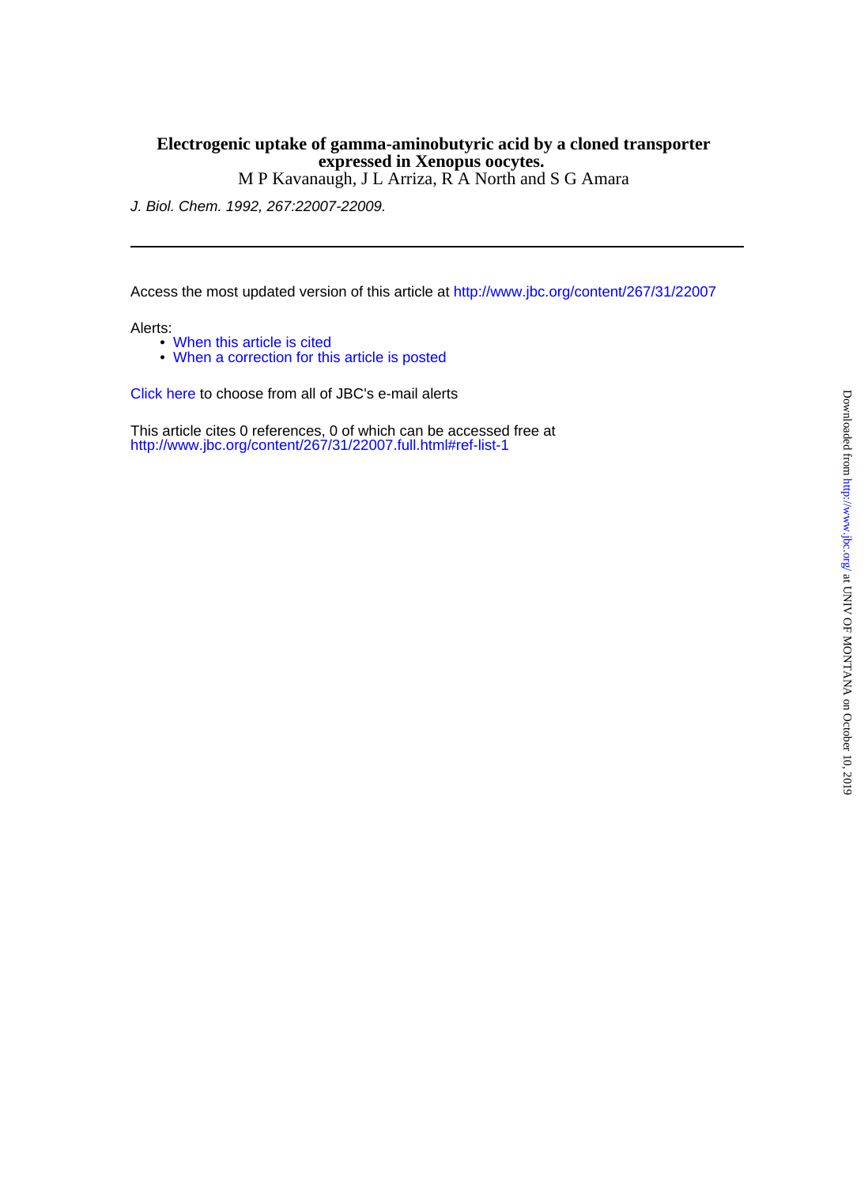**Electrogenic uptake of gamma-aminobutyric acid by a cloned transporter expressed in Xenopus oocytes.**

M P Kavanaugh, J L Arriza, R A North and S G Amara

*J. Biol. Chem. 1992, 267:22007-22009.*

---

Access the most updated version of this article at http://www.jbc.org/content/267/31/22007

Alerts:

- When this article is cited
- When a correction for this article is posted

Click here to choose from all of JBC's e-mail alerts

This article cites 0 references, 0 of which can be accessed free at http://www.jbc.org/content/267/31/22007.full.html#ref-list-1